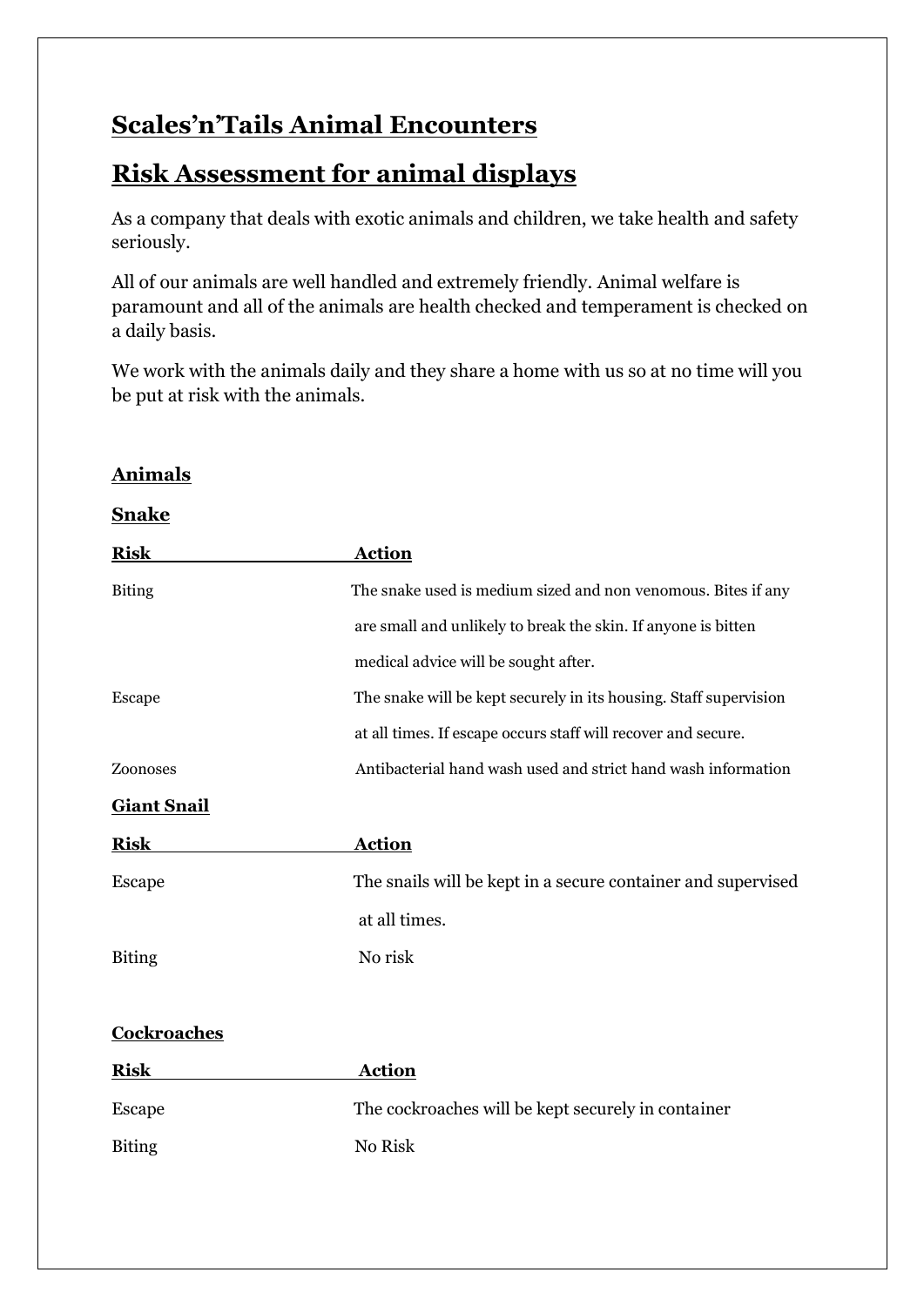# Scales'n'Tails Animal Encounters

# Risk Assessment for animal displays

As a company that deals with exotic animals and children, we take health and safety seriously.

All of our animals are well handled and extremely friendly. Animal welfare is paramount and all of the animals are health checked and temperament is checked on a daily basis.

We work with the animals daily and they share a home with us so at no time will you be put at risk with the animals.

## Animals

### Snake

| Risk | Action |
|---|---|
| Biting | The snake used is medium sized and non venomous. Bites if any are small and unlikely to break the skin. If anyone is bitten medical advice will be sought after. |
| Escape | The snake will be kept securely in its housing. Staff supervision at all times. If escape occurs staff will recover and secure. |
| Zoonoses | Antibacterial hand wash used and strict hand wash information |

### Giant Snail

| Risk | Action |
|---|---|
| Escape | The snails will be kept in a secure container and supervised at all times. |
| Biting | No risk |

### Cockroaches

| Risk | Action |
|---|---|
| Escape | The cockroaches will be kept securely in container |
| Biting | No Risk |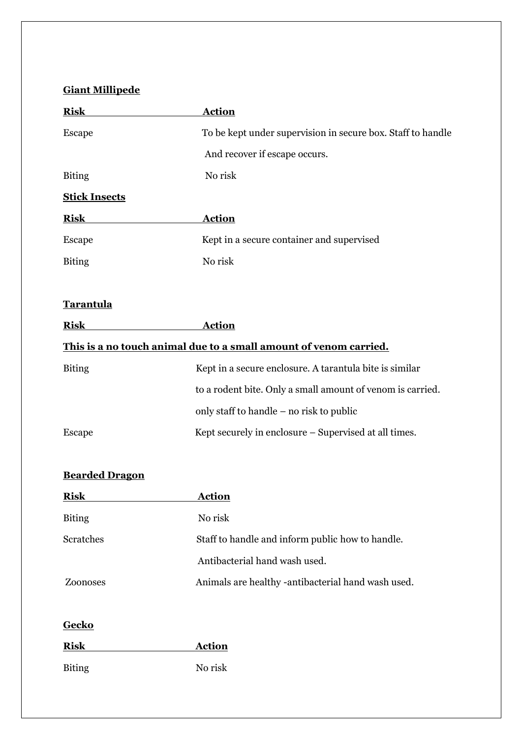**Giant Millipede**

| Risk | Action |
| --- | --- |
| Escape | To be kept under supervision in secure box. Staff to handle And recover if escape occurs. |
| Biting | No risk |

**Stick Insects**

| Risk | Action |
| --- | --- |
| Escape | Kept in a secure container and supervised |
| Biting | No risk |

**Tarantula**

| Risk | Action |
| --- | --- |

**This is a no touch animal due to a small amount of venom carried.**

| Risk | Action |
| --- | --- |
| Biting | Kept in a secure enclosure. A tarantula bite is similar to a rodent bite. Only a small amount of venom is carried. only staff to handle – no risk to public |
| Escape | Kept securely in enclosure – Supervised at all times. |

**Bearded Dragon**

| Risk | Action |
| --- | --- |
| Biting | No risk |
| Scratches | Staff to handle and inform public how to handle. Antibacterial hand wash used. |
| Zoonoses | Animals are healthy -antibacterial hand wash used. |

**Gecko**

| Risk | Action |
| --- | --- |
| Biting | No risk |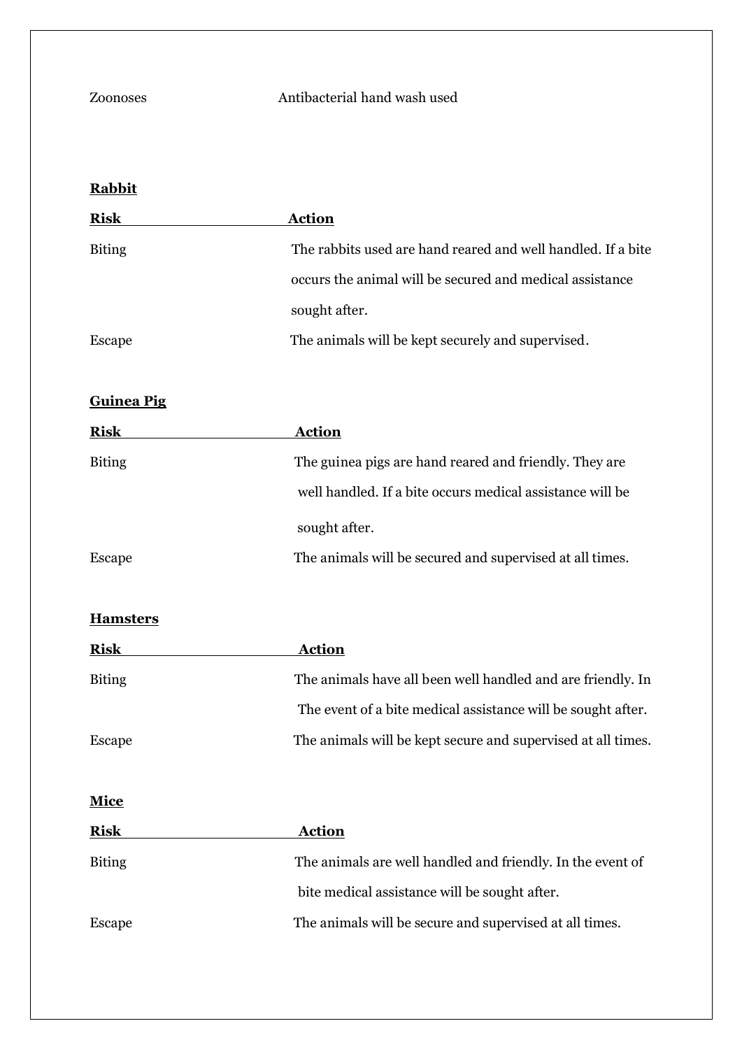| | |
|---|---|
| Zoonoses | Antibacterial hand wash used |

**Rabbit**

| Risk | Action |
|---|---|
| Biting | The rabbits used are hand reared and well handled. If a bite occurs the animal will be secured and medical assistance sought after. |
| Escape | The animals will be kept securely and supervised. |

**Guinea Pig**

| Risk | Action |
|---|---|
| Biting | The guinea pigs are hand reared and friendly. They are well handled. If a bite occurs medical assistance will be sought after. |
| Escape | The animals will be secured and supervised at all times. |

**Hamsters**

| Risk | Action |
|---|---|
| Biting | The animals have all been well handled and are friendly. In The event of a bite medical assistance will be sought after. |
| Escape | The animals will be kept secure and supervised at all times. |

**Mice**

| Risk | Action |
|---|---|
| Biting | The animals are well handled and friendly. In the event of bite medical assistance will be sought after. |
| Escape | The animals will be secure and supervised at all times. |